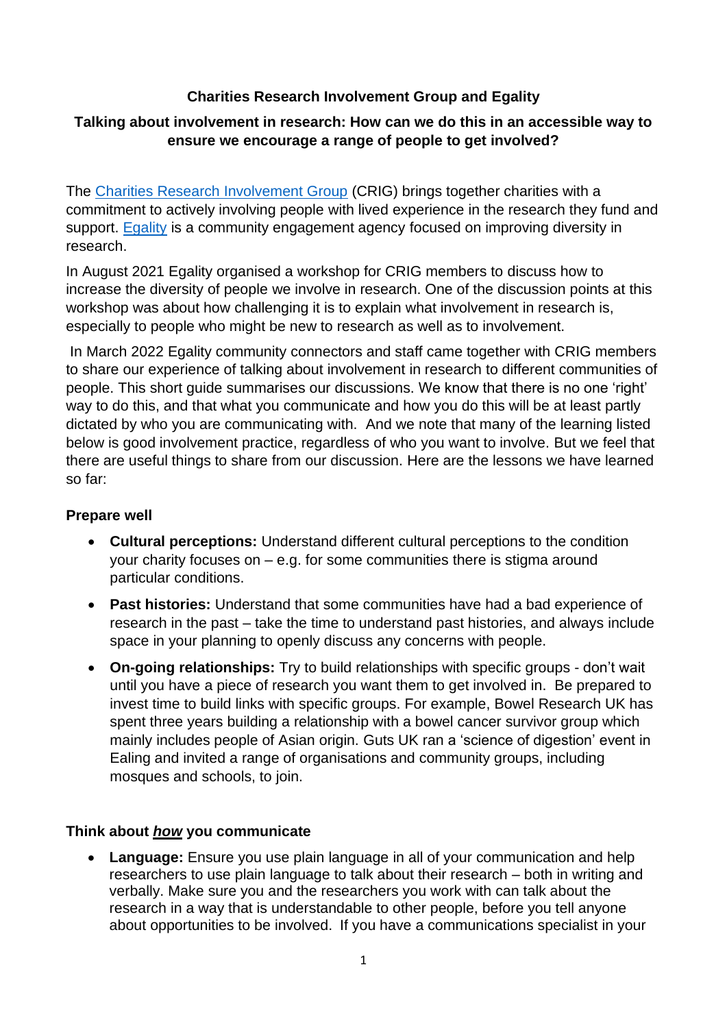# Charities Research Involvement Group and Egality

## Talking about involvement in research: How can we do this in an accessible way to ensure we encourage a range of people to get involved?

The [Charities Research Involvement Group](#) (CRIG) brings together charities with a commitment to actively involving people with lived experience in the research they fund and support. [Egality](#) is a community engagement agency focused on improving diversity in research.

In August 2021 Egality organised a workshop for CRIG members to discuss how to increase the diversity of people we involve in research. One of the discussion points at this workshop was about how challenging it is to explain what involvement in research is, especially to people who might be new to research as well as to involvement.

In March 2022 Egality community connectors and staff came together with CRIG members to share our experience of talking about involvement in research to different communities of people. This short guide summarises our discussions. We know that there is no one 'right' way to do this, and that what you communicate and how you do this will be at least partly dictated by who you are communicating with. And we note that many of the learning listed below is good involvement practice, regardless of who you want to involve. But we feel that there are useful things to share from our discussion. Here are the lessons we have learned so far:

### Prepare well

- **Cultural perceptions:** Understand different cultural perceptions to the condition your charity focuses on – e.g. for some communities there is stigma around particular conditions.
- **Past histories:** Understand that some communities have had a bad experience of research in the past – take the time to understand past histories, and always include space in your planning to openly discuss any concerns with people.
- **On-going relationships:** Try to build relationships with specific groups - don't wait until you have a piece of research you want them to get involved in. Be prepared to invest time to build links with specific groups. For example, Bowel Research UK has spent three years building a relationship with a bowel cancer survivor group which mainly includes people of Asian origin. Guts UK ran a 'science of digestion' event in Ealing and invited a range of organisations and community groups, including mosques and schools, to join.

### Think about ***how*** you communicate

- **Language:** Ensure you use plain language in all of your communication and help researchers to use plain language to talk about their research – both in writing and verbally. Make sure you and the researchers you work with can talk about the research in a way that is understandable to other people, before you tell anyone about opportunities to be involved. If you have a communications specialist in your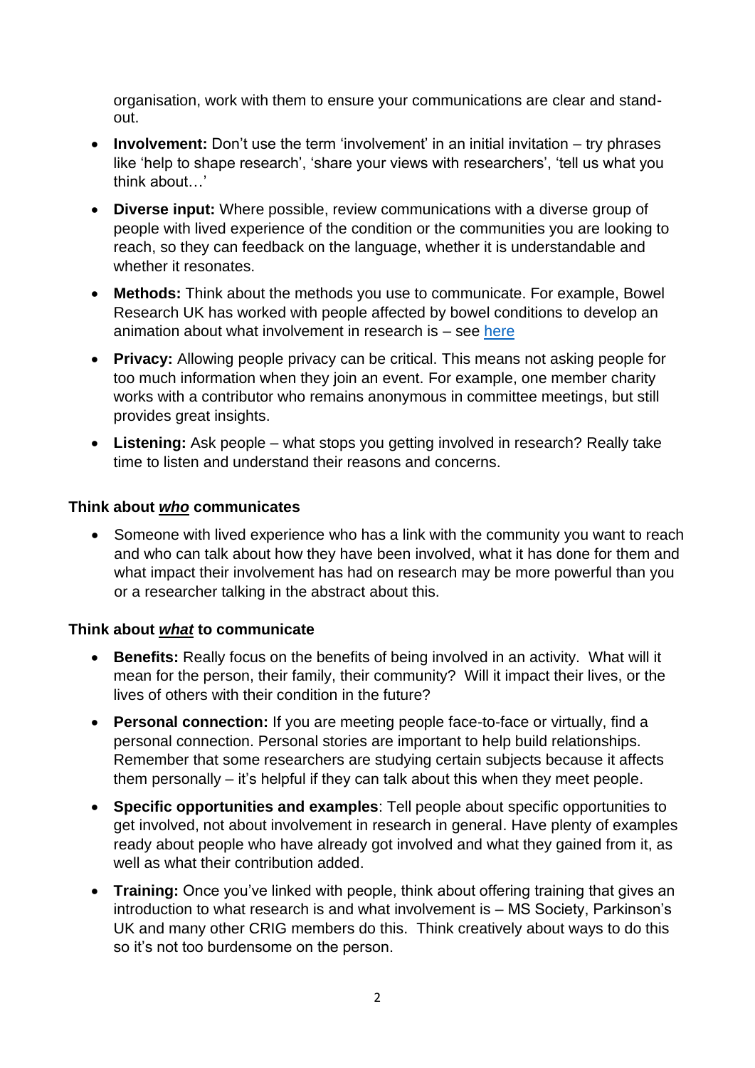organisation, work with them to ensure your communications are clear and stand-out.

- **Involvement:** Don't use the term 'involvement' in an initial invitation – try phrases like 'help to shape research', 'share your views with researchers', 'tell us what you think about…'
- **Diverse input:** Where possible, review communications with a diverse group of people with lived experience of the condition or the communities you are looking to reach, so they can feedback on the language, whether it is understandable and whether it resonates.
- **Methods:** Think about the methods you use to communicate. For example, Bowel Research UK has worked with people affected by bowel conditions to develop an animation about what involvement in research is – see here
- **Privacy:** Allowing people privacy can be critical. This means not asking people for too much information when they join an event. For example, one member charity works with a contributor who remains anonymous in committee meetings, but still provides great insights.
- **Listening:** Ask people – what stops you getting involved in research? Really take time to listen and understand their reasons and concerns.

### Think about ***who*** communicates

- Someone with lived experience who has a link with the community you want to reach and who can talk about how they have been involved, what it has done for them and what impact their involvement has had on research may be more powerful than you or a researcher talking in the abstract about this.

### Think about ***what*** to communicate

- **Benefits:** Really focus on the benefits of being involved in an activity. What will it mean for the person, their family, their community? Will it impact their lives, or the lives of others with their condition in the future?
- **Personal connection:** If you are meeting people face-to-face or virtually, find a personal connection. Personal stories are important to help build relationships. Remember that some researchers are studying certain subjects because it affects them personally – it's helpful if they can talk about this when they meet people.
- **Specific opportunities and examples**: Tell people about specific opportunities to get involved, not about involvement in research in general. Have plenty of examples ready about people who have already got involved and what they gained from it, as well as what their contribution added.
- **Training:** Once you've linked with people, think about offering training that gives an introduction to what research is and what involvement is – MS Society, Parkinson's UK and many other CRIG members do this. Think creatively about ways to do this so it's not too burdensome on the person.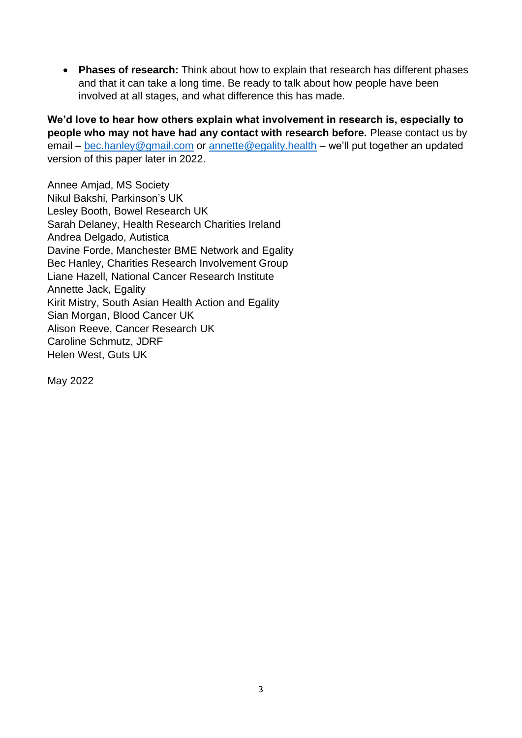- **Phases of research:** Think about how to explain that research has different phases and that it can take a long time. Be ready to talk about how people have been involved at all stages, and what difference this has made.

**We'd love to hear how others explain what involvement in research is, especially to people who may not have had any contact with research before.** Please contact us by email – [bec.hanley@gmail.com](mailto:bec.hanley@gmail.com) or [annette@egality.health](mailto:annette@egality.health) – we'll put together an updated version of this paper later in 2022.

Annee Amjad, MS Society
Nikul Bakshi, Parkinson's UK
Lesley Booth, Bowel Research UK
Sarah Delaney, Health Research Charities Ireland
Andrea Delgado, Autistica
Davine Forde, Manchester BME Network and Egality
Bec Hanley, Charities Research Involvement Group
Liane Hazell, National Cancer Research Institute
Annette Jack, Egality
Kirit Mistry, South Asian Health Action and Egality
Sian Morgan, Blood Cancer UK
Alison Reeve, Cancer Research UK
Caroline Schmutz, JDRF
Helen West, Guts UK

May 2022